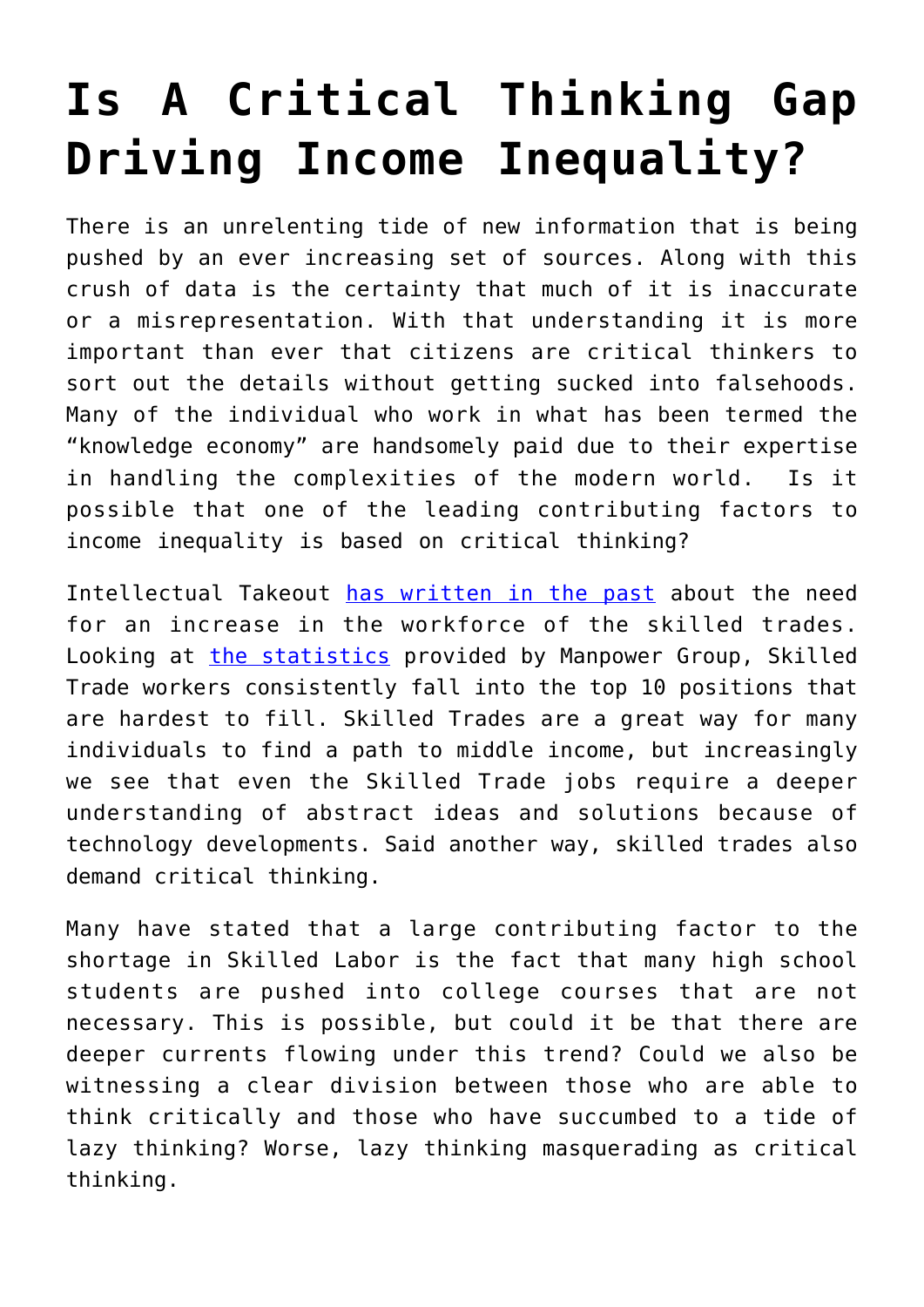# Is A Critical Thinking Gap Driving Income Inequality?

There is an unrelenting tide of new information that is being pushed by an ever increasing set of sources. Along with this crush of data is the certainty that much of it is inaccurate or a misrepresentation. With that understanding it is more important than ever that citizens are critical thinkers to sort out the details without getting sucked into falsehoods. Many of the individual who work in what has been termed the "knowledge economy" are handsomely paid due to their expertise in handling the complexities of the modern world. Is it possible that one of the leading contributing factors to income inequality is based on critical thinking?

Intellectual Takeout [has written in the past] about the need for an increase in the workforce of the skilled trades. Looking at [the statistics] provided by Manpower Group, Skilled Trade workers consistently fall into the top 10 positions that are hardest to fill. Skilled Trades are a great way for many individuals to find a path to middle income, but increasingly we see that even the Skilled Trade jobs require a deeper understanding of abstract ideas and solutions because of technology developments. Said another way, skilled trades also demand critical thinking.

Many have stated that a large contributing factor to the shortage in Skilled Labor is the fact that many high school students are pushed into college courses that are not necessary. This is possible, but could it be that there are deeper currents flowing under this trend? Could we also be witnessing a clear division between those who are able to think critically and those who have succumbed to a tide of lazy thinking? Worse, lazy thinking masquerading as critical thinking.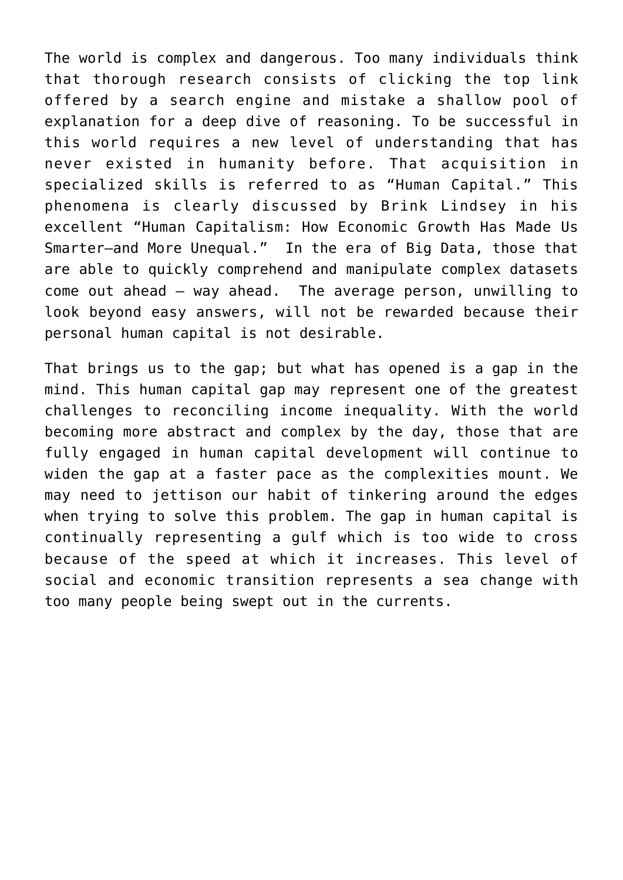The world is complex and dangerous. Too many individuals think that thorough research consists of clicking the top link offered by a search engine and mistake a shallow pool of explanation for a deep dive of reasoning. To be successful in this world requires a new level of understanding that has never existed in humanity before. That acquisition in specialized skills is referred to as "Human Capital." This phenomena is clearly discussed by Brink Lindsey in his excellent "Human Capitalism: How Economic Growth Has Made Us Smarter—and More Unequal." In the era of Big Data, those that are able to quickly comprehend and manipulate complex datasets come out ahead – way ahead. The average person, unwilling to look beyond easy answers, will not be rewarded because their personal human capital is not desirable.

That brings us to the gap; but what has opened is a gap in the mind. This human capital gap may represent one of the greatest challenges to reconciling income inequality. With the world becoming more abstract and complex by the day, those that are fully engaged in human capital development will continue to widen the gap at a faster pace as the complexities mount. We may need to jettison our habit of tinkering around the edges when trying to solve this problem. The gap in human capital is continually representing a gulf which is too wide to cross because of the speed at which it increases. This level of social and economic transition represents a sea change with too many people being swept out in the currents.